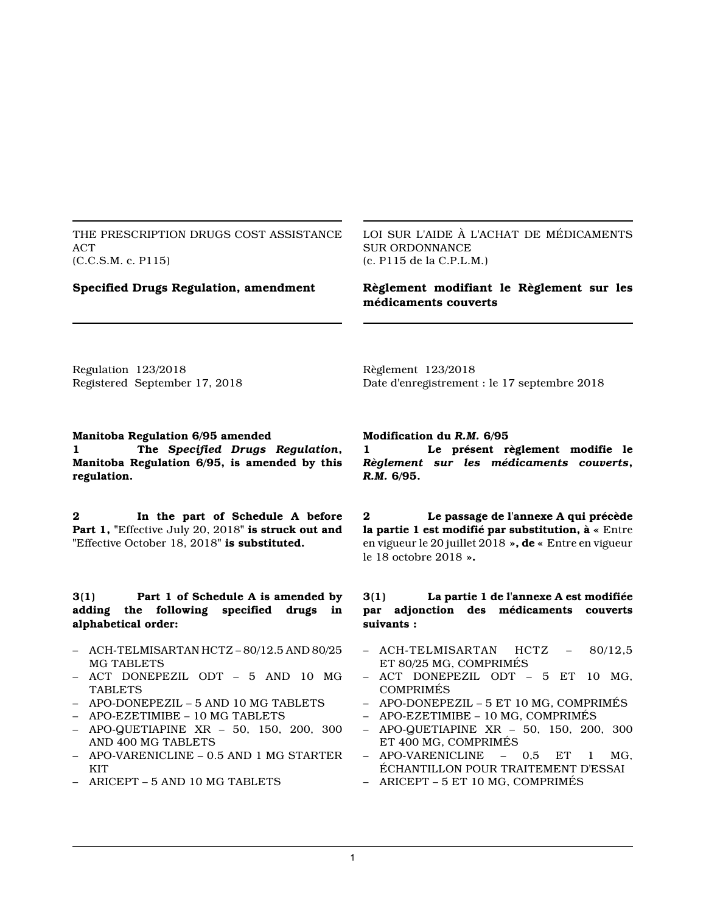THE PRESCRIPTION DRUGS COST ASSISTANCE ACT
(C.C.S.M. c. P115)

**Specified Drugs Regulation, amendment**

Regulation 123/2018
Registered September 17, 2018

**Manitoba Regulation 6/95 amended**

**1 The *Specified Drugs Regulation*, Manitoba Regulation 6/95, is amended by this regulation.**

**2 In the part of Schedule A before Part 1,** "Effective July 20, 2018" **is struck out and** "Effective October 18, 2018" **is substituted.**

**3(1) Part 1 of Schedule A is amended by adding the following specified drugs in alphabetical order:**

- ACH-TELMISARTAN HCTZ – 80/12.5 AND 80/25 MG TABLETS
- ACT DONEPEZIL ODT – 5 AND 10 MG TABLETS
- APO-DONEPEZIL – 5 AND 10 MG TABLETS
- APO-EZETIMIBE – 10 MG TABLETS
- APO-QUETIAPINE XR – 50, 150, 200, 300 AND 400 MG TABLETS
- APO-VARENICLINE – 0.5 AND 1 MG STARTER KIT
- ARICEPT – 5 AND 10 MG TABLETS

LOI SUR L'AIDE À L'ACHAT DE MÉDICAMENTS SUR ORDONNANCE
(c. P115 de la C.P.L.M.)

**Règlement modifiant le Règlement sur les médicaments couverts**

Règlement 123/2018
Date d'enregistrement : le 17 septembre 2018

**Modification du *R.M.* 6/95**

**1 Le présent règlement modifie le *Règlement sur les médicaments couverts*, *R.M.* 6/95.**

**2 Le passage de l'annexe A qui précède la partie 1 est modifié par substitution, à** « Entre en vigueur le 20 juillet 2018 »**, de** « Entre en vigueur le 18 octobre 2018 »**.**

**3(1) La partie 1 de l'annexe A est modifiée par adjonction des médicaments couverts suivants :**

- ACH-TELMISARTAN HCTZ – 80/12,5 ET 80/25 MG, COMPRIMÉS
- ACT DONEPEZIL ODT – 5 ET 10 MG, COMPRIMÉS
- APO-DONEPEZIL – 5 ET 10 MG, COMPRIMÉS
- APO-EZETIMIBE – 10 MG, COMPRIMÉS
- APO-QUETIAPINE XR – 50, 150, 200, 300 ET 400 MG, COMPRIMÉS
- APO-VARENICLINE – 0,5 ET 1 MG, ÉCHANTILLON POUR TRAITEMENT D'ESSAI
- ARICEPT – 5 ET 10 MG, COMPRIMÉS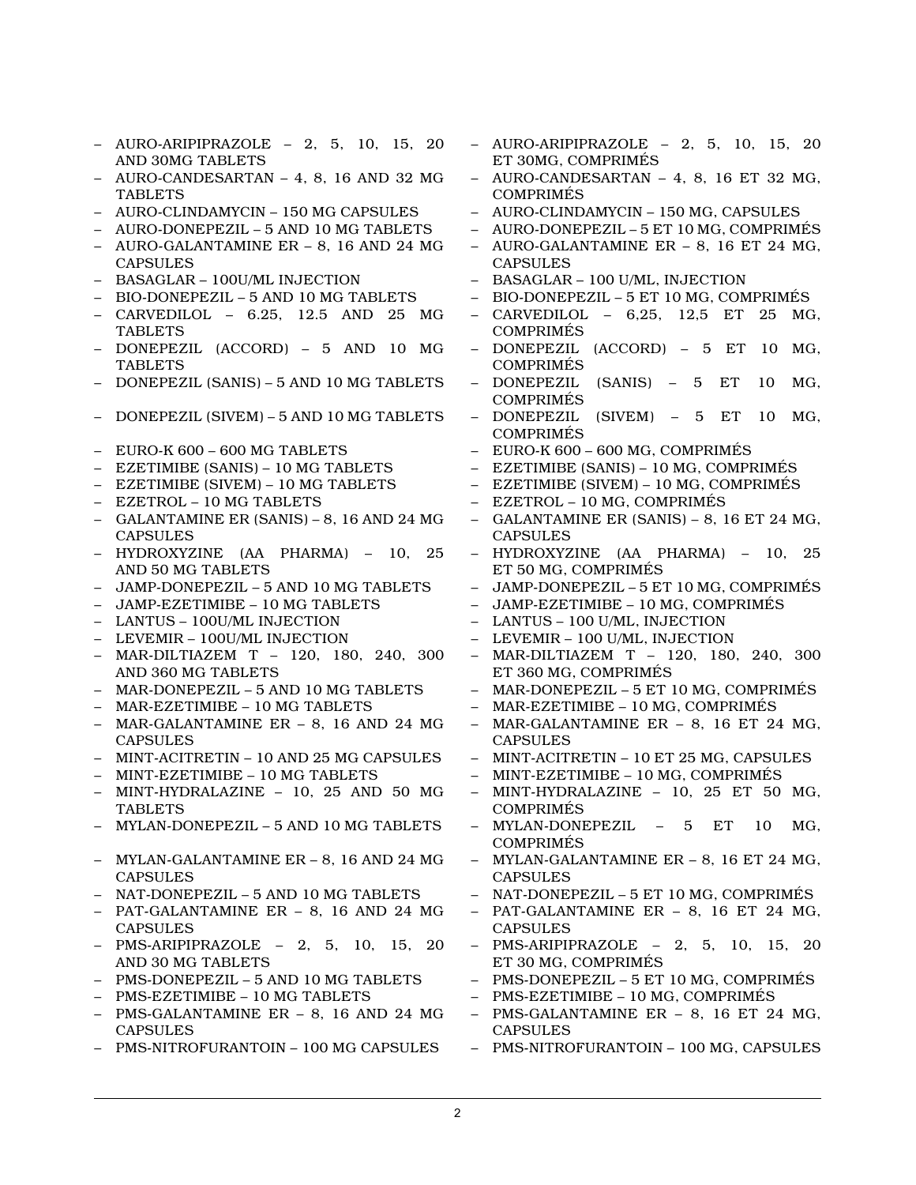- AURO-ARIPIPRAZOLE – 2, 5, 10, 15, 20 AND 30MG TABLETS
- AURO-CANDESARTAN – 4, 8, 16 AND 32 MG TABLETS
- AURO-CLINDAMYCIN – 150 MG CAPSULES
- AURO-DONEPEZIL – 5 AND 10 MG TABLETS
- AURO-GALANTAMINE ER – 8, 16 AND 24 MG CAPSULES
- BASAGLAR – 100U/ML INJECTION
- BIO-DONEPEZIL – 5 AND 10 MG TABLETS
- CARVEDILOL – 6.25, 12.5 AND 25 MG TABLETS
- DONEPEZIL (ACCORD) – 5 AND 10 MG TABLETS
- DONEPEZIL (SANIS) – 5 AND 10 MG TABLETS
- DONEPEZIL (SIVEM) – 5 AND 10 MG TABLETS
- EURO-K 600 – 600 MG TABLETS
- EZETIMIBE (SANIS) – 10 MG TABLETS
- EZETIMIBE (SIVEM) – 10 MG TABLETS
- EZETROL – 10 MG TABLETS
- GALANTAMINE ER (SANIS) – 8, 16 AND 24 MG CAPSULES
- HYDROXYZINE (AA PHARMA) – 10, 25 AND 50 MG TABLETS
- JAMP-DONEPEZIL – 5 AND 10 MG TABLETS
- JAMP-EZETIMIBE – 10 MG TABLETS
- LANTUS – 100U/ML INJECTION
- LEVEMIR – 100U/ML INJECTION
- MAR-DILTIAZEM T – 120, 180, 240, 300 AND 360 MG TABLETS
- MAR-DONEPEZIL – 5 AND 10 MG TABLETS
- MAR-EZETIMIBE – 10 MG TABLETS
- MAR-GALANTAMINE ER – 8, 16 AND 24 MG CAPSULES
- MINT-ACITRETIN – 10 AND 25 MG CAPSULES
- MINT-EZETIMIBE – 10 MG TABLETS
- MINT-HYDRALAZINE – 10, 25 AND 50 MG TABLETS
- MYLAN-DONEPEZIL – 5 AND 10 MG TABLETS
- MYLAN-GALANTAMINE ER – 8, 16 AND 24 MG CAPSULES
- NAT-DONEPEZIL – 5 AND 10 MG TABLETS
- PAT-GALANTAMINE ER – 8, 16 AND 24 MG CAPSULES
- PMS-ARIPIPRAZOLE – 2, 5, 10, 15, 20 AND 30 MG TABLETS
- PMS-DONEPEZIL – 5 AND 10 MG TABLETS
- PMS-EZETIMIBE – 10 MG TABLETS
- PMS-GALANTAMINE ER – 8, 16 AND 24 MG CAPSULES
- PMS-NITROFURANTOIN – 100 MG CAPSULES

- AURO-ARIPIPRAZOLE – 2, 5, 10, 15, 20 ET 30MG, COMPRIMÉS
- AURO-CANDESARTAN – 4, 8, 16 ET 32 MG, COMPRIMÉS
- AURO-CLINDAMYCIN – 150 MG, CAPSULES
- AURO-DONEPEZIL – 5 ET 10 MG, COMPRIMÉS
- AURO-GALANTAMINE ER – 8, 16 ET 24 MG, CAPSULES
- BASAGLAR – 100 U/ML, INJECTION
- BIO-DONEPEZIL – 5 ET 10 MG, COMPRIMÉS
- CARVEDILOL – 6,25, 12,5 ET 25 MG, COMPRIMÉS
- DONEPEZIL (ACCORD) – 5 ET 10 MG, COMPRIMÉS
- DONEPEZIL (SANIS) – 5 ET 10 MG, COMPRIMÉS
- DONEPEZIL (SIVEM) – 5 ET 10 MG, COMPRIMÉS
- EURO-K 600 – 600 MG, COMPRIMÉS
- EZETIMIBE (SANIS) – 10 MG, COMPRIMÉS
- EZETIMIBE (SIVEM) – 10 MG, COMPRIMÉS
- EZETROL – 10 MG, COMPRIMÉS
- GALANTAMINE ER (SANIS) – 8, 16 ET 24 MG, CAPSULES
- HYDROXYZINE (AA PHARMA) – 10, 25 ET 50 MG, COMPRIMÉS
- JAMP-DONEPEZIL – 5 ET 10 MG, COMPRIMÉS
- JAMP-EZETIMIBE – 10 MG, COMPRIMÉS
- LANTUS – 100 U/ML, INJECTION
- LEVEMIR – 100 U/ML, INJECTION
- MAR-DILTIAZEM T – 120, 180, 240, 300 ET 360 MG, COMPRIMÉS
- MAR-DONEPEZIL – 5 ET 10 MG, COMPRIMÉS
- MAR-EZETIMIBE – 10 MG, COMPRIMÉS
- MAR-GALANTAMINE ER – 8, 16 ET 24 MG, CAPSULES
- MINT-ACITRETIN – 10 ET 25 MG, CAPSULES
- MINT-EZETIMIBE – 10 MG, COMPRIMÉS
- MINT-HYDRALAZINE – 10, 25 ET 50 MG, COMPRIMÉS
- MYLAN-DONEPEZIL – 5 ET 10 MG, COMPRIMÉS
- MYLAN-GALANTAMINE ER – 8, 16 ET 24 MG, CAPSULES
- NAT-DONEPEZIL – 5 ET 10 MG, COMPRIMÉS
- PAT-GALANTAMINE ER – 8, 16 ET 24 MG, CAPSULES
- PMS-ARIPIPRAZOLE – 2, 5, 10, 15, 20 ET 30 MG, COMPRIMÉS
- PMS-DONEPEZIL – 5 ET 10 MG, COMPRIMÉS
- PMS-EZETIMIBE – 10 MG, COMPRIMÉS
- PMS-GALANTAMINE ER – 8, 16 ET 24 MG, CAPSULES
- PMS-NITROFURANTOIN – 100 MG, CAPSULES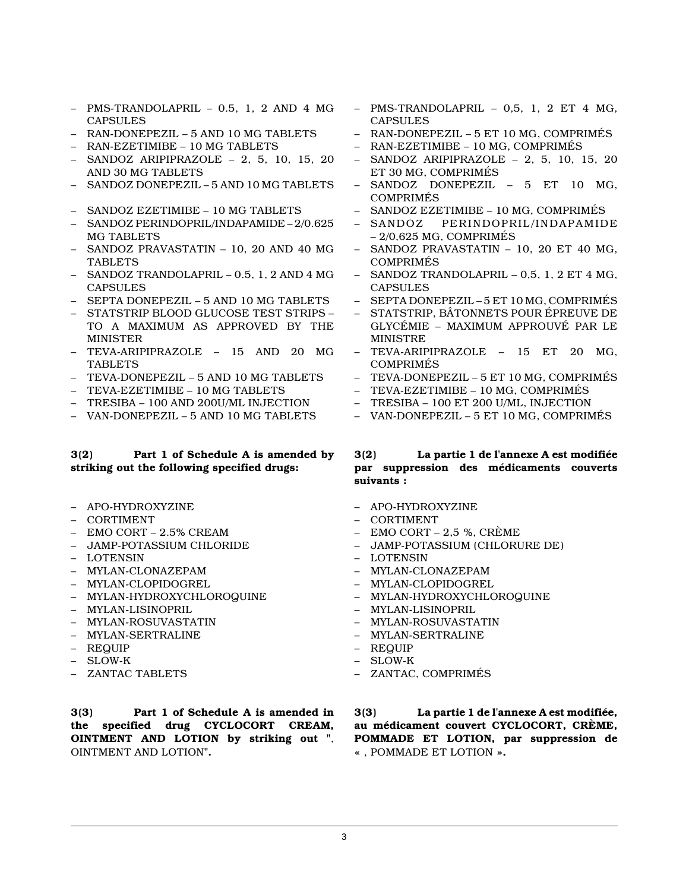- PMS-TRANDOLAPRIL – 0.5, 1, 2 AND 4 MG CAPSULES
- RAN-DONEPEZIL – 5 AND 10 MG TABLETS
- RAN-EZETIMIBE – 10 MG TABLETS
- SANDOZ ARIPIPRAZOLE – 2, 5, 10, 15, 20 AND 30 MG TABLETS
- SANDOZ DONEPEZIL – 5 AND 10 MG TABLETS
- SANDOZ EZETIMIBE – 10 MG TABLETS
- SANDOZ PERINDOPRIL/INDAPAMIDE – 2/0.625 MG TABLETS
- SANDOZ PRAVASTATIN – 10, 20 AND 40 MG TABLETS
- SANDOZ TRANDOLAPRIL – 0.5, 1, 2 AND 4 MG CAPSULES
- SEPTA DONEPEZIL – 5 AND 10 MG TABLETS
- STATSTRIP BLOOD GLUCOSE TEST STRIPS – TO A MAXIMUM AS APPROVED BY THE MINISTER
- TEVA-ARIPIPRAZOLE – 15 AND 20 MG TABLETS
- TEVA-DONEPEZIL – 5 AND 10 MG TABLETS
- TEVA-EZETIMIBE – 10 MG TABLETS
- TRESIBA – 100 AND 200U/ML INJECTION
- VAN-DONEPEZIL – 5 AND 10 MG TABLETS

- PMS-TRANDOLAPRIL – 0,5, 1, 2 ET 4 MG, CAPSULES
- RAN-DONEPEZIL – 5 ET 10 MG, COMPRIMÉS
- RAN-EZETIMIBE – 10 MG, COMPRIMÉS
- SANDOZ ARIPIPRAZOLE – 2, 5, 10, 15, 20 ET 30 MG, COMPRIMÉS
- SANDOZ DONEPEZIL – 5 ET 10 MG, COMPRIMÉS
- SANDOZ EZETIMIBE – 10 MG, COMPRIMÉS
- SANDOZ PERINDOPRIL/INDAPAMIDE – 2/0,625 MG, COMPRIMÉS
- SANDOZ PRAVASTATIN – 10, 20 ET 40 MG, COMPRIMÉS
- SANDOZ TRANDOLAPRIL – 0,5, 1, 2 ET 4 MG, CAPSULES
- SEPTA DONEPEZIL – 5 ET 10 MG, COMPRIMÉS
- STATSTRIP, BÂTONNETS POUR ÉPREUVE DE GLYCÉMIE – MAXIMUM APPROUVÉ PAR LE MINISTRE
- TEVA-ARIPIPRAZOLE – 15 ET 20 MG, COMPRIMÉS
- TEVA-DONEPEZIL – 5 ET 10 MG, COMPRIMÉS
- TEVA-EZETIMIBE – 10 MG, COMPRIMÉS
- TRESIBA – 100 ET 200 U/ML, INJECTION
- VAN-DONEPEZIL – 5 ET 10 MG, COMPRIMÉS

**3(2) Part 1 of Schedule A is amended by striking out the following specified drugs:**

- APO-HYDROXYZINE
- CORTIMENT
- EMO CORT – 2.5% CREAM
- JAMP-POTASSIUM CHLORIDE
- LOTENSIN
- MYLAN-CLONAZEPAM
- MYLAN-CLOPIDOGREL
- MYLAN-HYDROXYCHLOROQUINE
- MYLAN-LISINOPRIL
- MYLAN-ROSUVASTATIN
- MYLAN-SERTRALINE
- REQUIP
- SLOW-K
- ZANTAC TABLETS

**3(2) La partie 1 de l'annexe A est modifiée par suppression des médicaments couverts suivants :**

- APO-HYDROXYZINE
- CORTIMENT
- EMO CORT – 2,5 %, CRÈME
- JAMP-POTASSIUM (CHLORURE DE)
- LOTENSIN
- MYLAN-CLONAZEPAM
- MYLAN-CLOPIDOGREL
- MYLAN-HYDROXYCHLOROQUINE
- MYLAN-LISINOPRIL
- MYLAN-ROSUVASTATIN
- MYLAN-SERTRALINE
- REQUIP
- SLOW-K
- ZANTAC, COMPRIMÉS

**3(3) Part 1 of Schedule A is amended in the specified drug CYCLOCORT CREAM, OINTMENT AND LOTION by striking out** ", OINTMENT AND LOTION"**.**

**3(3) La partie 1 de l'annexe A est modifiée, au médicament couvert CYCLOCORT, CRÈME, POMMADE ET LOTION, par suppression de** « , POMMADE ET LOTION »**.**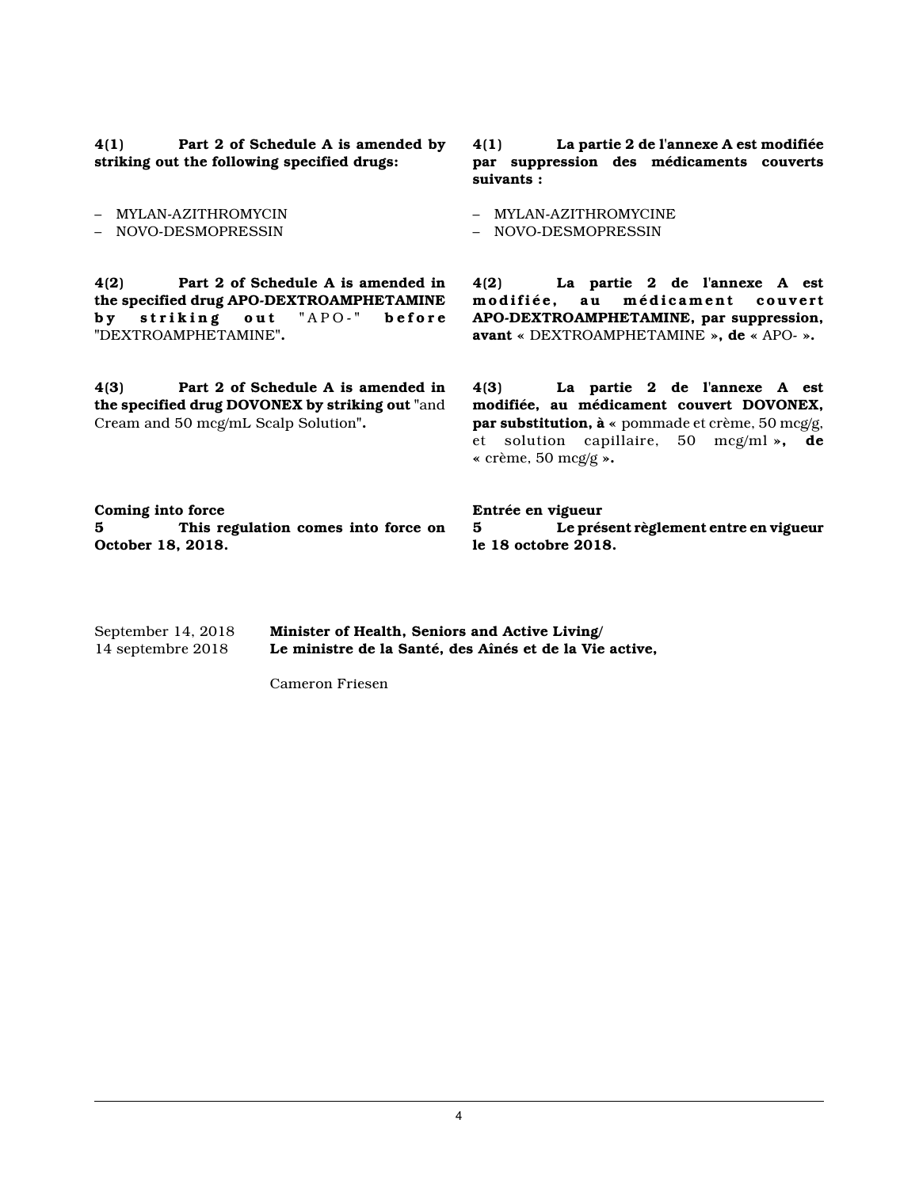**4(1) Part 2 of Schedule A is amended by striking out the following specified drugs:**

- MYLAN-AZITHROMYCIN
- NOVO-DESMOPRESSIN

**4(1) La partie 2 de l'annexe A est modifiée par suppression des médicaments couverts suivants :**

- MYLAN-AZITHROMYCINE
- NOVO-DESMOPRESSIN

**4(2) Part 2 of Schedule A is amended in the specified drug APO-DEXTROAMPHETAMINE by striking out** "APO-" **before** "DEXTROAMPHETAMINE"**.**

**4(2) La partie 2 de l'annexe A est modifiée, au médicament couvert APO-DEXTROAMPHETAMINE, par suppression, avant** « DEXTROAMPHETAMINE »**, de** « APO- »**.**

**4(3) Part 2 of Schedule A is amended in the specified drug DOVONEX by striking out** "and Cream and 50 mcg/mL Scalp Solution"**.**

**4(3) La partie 2 de l'annexe A est modifiée, au médicament couvert DOVONEX, par substitution, à** « pommade et crème, 50 mcg/g, et solution capillaire, 50 mcg/ml »**, de** « crème, 50 mcg/g »**.**

**Coming into force**

**5 This regulation comes into force on October 18, 2018.**

**Entrée en vigueur**

**5 Le présent règlement entre en vigueur le 18 octobre 2018.**

September 14, 2018 **Minister of Health, Seniors and Active Living/**
14 septembre 2018 **Le ministre de la Santé, des Aînés et de la Vie active,**

Cameron Friesen